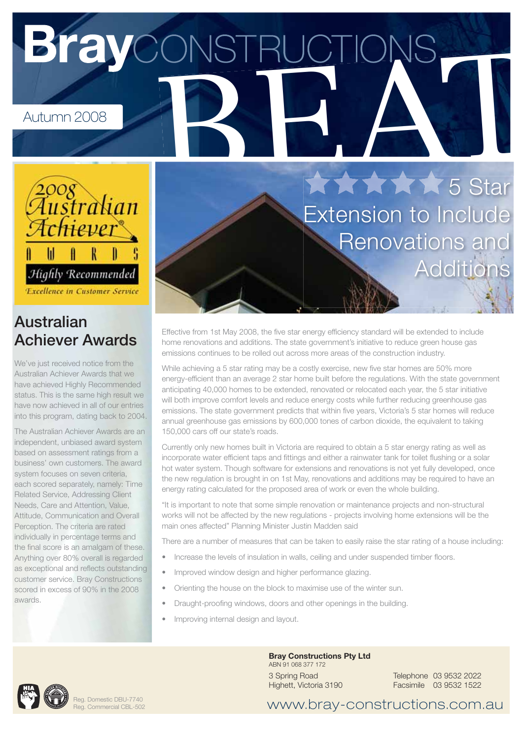# Bray CONSTRUCTIONS BEAT

Autumn 2008

2008 Australian Achiever Awards

Highly Recommended

Excellence in Customer Service

## Australian Achiever Awards

We've just received notice from the Australian Achiever Awards that we have achieved Highly Recommended status. This is the same high result we have now achieved in all of our entries into this program, dating back to 2004.

The Australian Achiever Awards are an independent, unbiased award system based on assessment ratings from a business' own customers. The award system focuses on seven criteria, each scored separately, namely: Time Related Service, Addressing Client Needs, Care and Attention, Value, Attitude, Communication and Overall Perception. The criteria are rated individually in percentage terms and the final score is an amalgam of these. Anything over 80% overall is regarded as exceptional and reflects outstanding customer service. Bray Constructions scored in excess of 90% in the 2008 awards.

## 5 Star Extension to Include Renovations and Additions

Effective from 1st May 2008, the five star energy efficiency standard will be extended to include home renovations and additions. The state government's initiative to reduce green house gas emissions continues to be rolled out across more areas of the construction industry.

While achieving a 5 star rating may be a costly exercise, new five star homes are 50% more energy-efficient than an average 2 star home built before the regulations. With the state government anticipating 40,000 homes to be extended, renovated or relocated each year, the 5 star initiative will both improve comfort levels and reduce energy costs while further reducing greenhouse gas emissions. The state government predicts that within five years, Victoria's 5 star homes will reduce annual greenhouse gas emissions by 600,000 tones of carbon dioxide, the equivalent to taking 150,000 cars off our state's roads.

Currently only new homes built in Victoria are required to obtain a 5 star energy rating as well as incorporate water efficient taps and fittings and either a rainwater tank for toilet flushing or a solar hot water system. Though software for extensions and renovations is not yet fully developed, once the new regulation is brought in on 1st May, renovations and additions may be required to have an energy rating calculated for the proposed area of work or even the whole building.

"It is important to note that some simple renovation or maintenance projects and non-structural works will not be affected by the new regulations - projects involving home extensions will be the main ones affected" Planning Minister Justin Madden said

There are a number of measures that can be taken to easily raise the star rating of a house including:

- Increase the levels of insulation in walls, ceiling and under suspended timber floors.
- Improved window design and higher performance glazing.
- Orienting the house on the block to maximise use of the winter sun.
- Draught-proofing windows, doors and other openings in the building.
- Improving internal design and layout.

**Bray Constructions Pty Ltd**
ABN 91 068 377 172

3 Spring Road
Highett, Victoria 3190

Telephone 03 9532 2022
Facsimile 03 9532 1522

Reg. Domestic DBU-7740
Reg. Commercial CBL-502

www.bray-constructions.com.au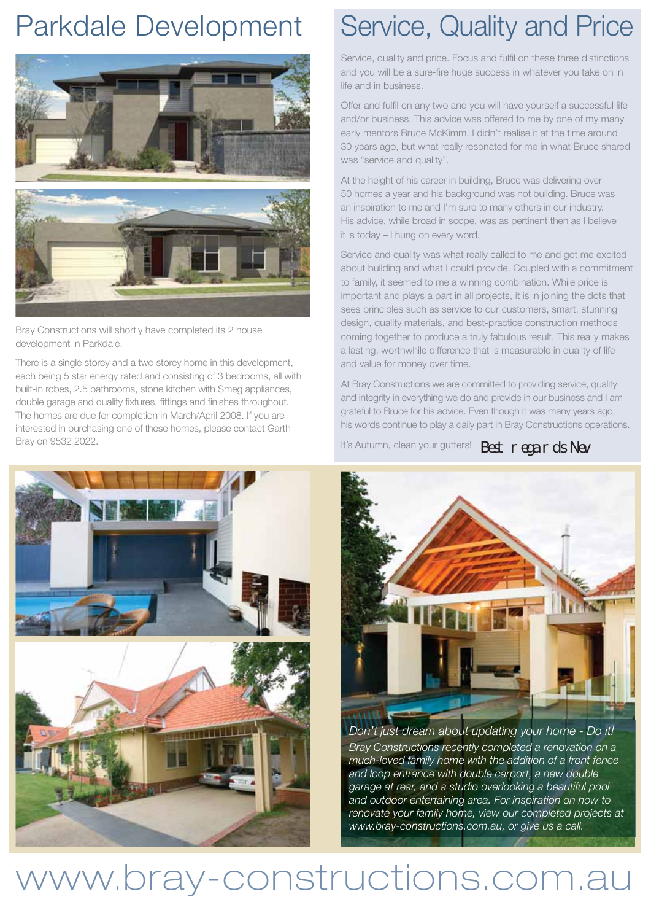# Parkdale Development

Bray Constructions will shortly have completed its 2 house development in Parkdale.

There is a single storey and a two storey home in this development, each being 5 star energy rated and consisting of 3 bedrooms, all with built-in robes, 2.5 bathrooms, stone kitchen with Smeg appliances, double garage and quality fixtures, fittings and finishes throughout. The homes are due for completion in March/April 2008. If you are interested in purchasing one of these homes, please contact Garth Bray on 9532 2022.

# Service, Quality and Price

Service, quality and price. Focus and fulfil on these three distinctions and you will be a sure-fire huge success in whatever you take on in life and in business.

Offer and fulfil on any two and you will have yourself a successful life and/or business. This advice was offered to me by one of my many early mentors Bruce McKimm. I didn't realise it at the time around 30 years ago, but what really resonated for me in what Bruce shared was "service and quality".

At the height of his career in building, Bruce was delivering over 50 homes a year and his background was not building. Bruce was an inspiration to me and I'm sure to many others in our industry. His advice, while broad in scope, was as pertinent then as I believe it is today – I hung on every word.

Service and quality was what really called to me and got me excited about building and what I could provide. Coupled with a commitment to family, it seemed to me a winning combination. While price is important and plays a part in all projects, it is in joining the dots that sees principles such as service to our customers, smart, stunning design, quality materials, and best-practice construction methods coming together to produce a truly fabulous result. This really makes a lasting, worthwhile difference that is measurable in quality of life and value for money over time.

At Bray Constructions we are committed to providing service, quality and integrity in everything we do and provide in our business and I am grateful to Bruce for his advice. Even though it was many years ago, his words continue to play a daily part in Bray Constructions operations.

It's Autumn, clean your gutters! *Best regards Nev*

*Don't just dream about updating your home - Do it!*
*Bray Constructions recently completed a renovation on a much-loved family home with the addition of a front fence and loop entrance with double carport, a new double garage at rear, and a studio overlooking a beautiful pool and outdoor entertaining area. For inspiration on how to renovate your family home, view our completed projects at www.bray-constructions.com.au, or give us a call.*

www.bray-constructions.com.au